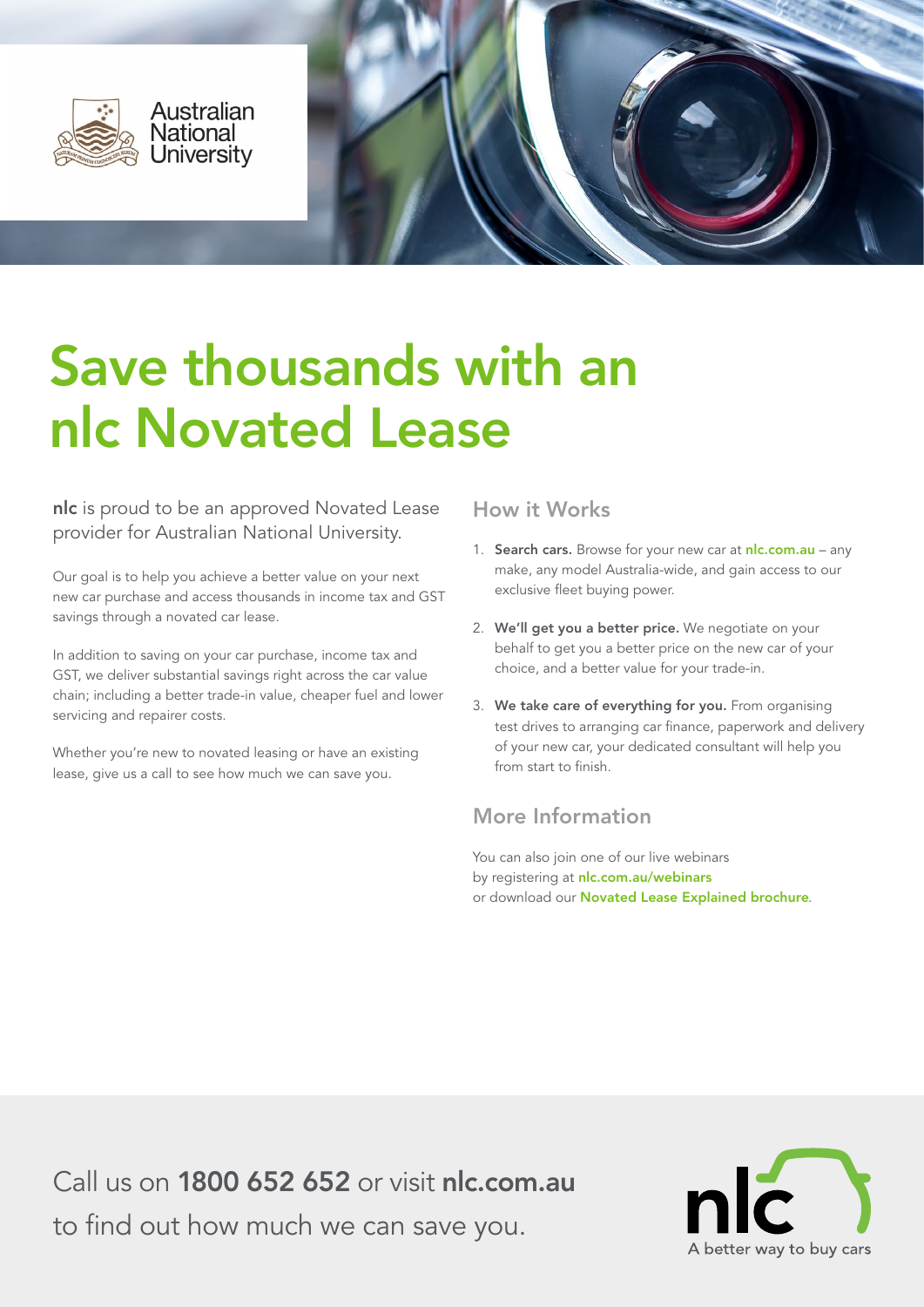Australian National University

# Save thousands with an nlc Novated Lease

**nlc** is proud to be an approved Novated Lease provider for Australian National University.

Our goal is to help you achieve a better value on your next new car purchase and access thousands in income tax and GST savings through a novated car lease.

In addition to saving on your car purchase, income tax and GST, we deliver substantial savings right across the car value chain; including a better trade-in value, cheaper fuel and lower servicing and repairer costs.

Whether you're new to novated leasing or have an existing lease, give us a call to see how much we can save you.

## How it Works

1. **Search cars.** Browse for your new car at **nlc.com.au** – any make, any model Australia-wide, and gain access to our exclusive fleet buying power.
2. **We'll get you a better price.** We negotiate on your behalf to get you a better price on the new car of your choice, and a better value for your trade-in.
3. **We take care of everything for you.** From organising test drives to arranging car finance, paperwork and delivery of your new car, your dedicated consultant will help you from start to finish.

## More Information

You can also join one of our live webinars by registering at **nlc.com.au/webinars** or download our **Novated Lease Explained brochure**.

Call us on **1800 652 652** or visit **nlc.com.au** to find out how much we can save you.

nlc
A better way to buy cars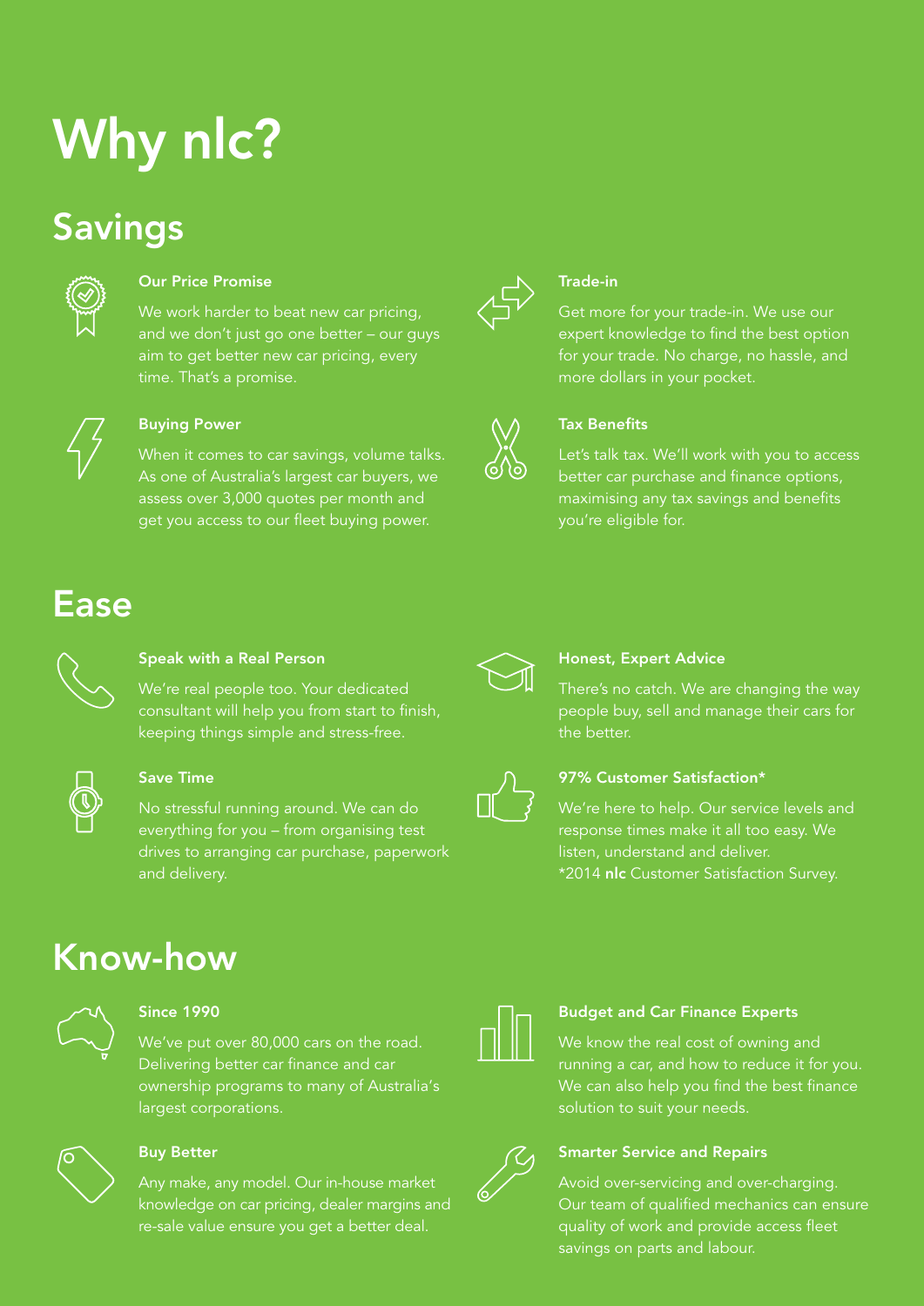# Why nlc?

## Savings

### Our Price Promise

We work harder to beat new car pricing, and we don't just go one better – our guys aim to get better new car pricing, every time. That's a promise.

### Buying Power

When it comes to car savings, volume talks. As one of Australia's largest car buyers, we assess over 3,000 quotes per month and get you access to our fleet buying power.

### Trade-in

Get more for your trade-in. We use our expert knowledge to find the best option for your trade. No charge, no hassle, and more dollars in your pocket.

### Tax Benefits

Let's talk tax. We'll work with you to access better car purchase and finance options, maximising any tax savings and benefits you're eligible for.

## Ease

### Speak with a Real Person

We're real people too. Your dedicated consultant will help you from start to finish, keeping things simple and stress-free.

### Save Time

No stressful running around. We can do everything for you – from organising test drives to arranging car purchase, paperwork and delivery.

### Honest, Expert Advice

There's no catch. We are changing the way people buy, sell and manage their cars for the better.

### 97% Customer Satisfaction*

We're here to help. Our service levels and response times make it all too easy. We listen, understand and deliver.
*2014 **nlc** Customer Satisfaction Survey.

## Know-how

### Since 1990

We've put over 80,000 cars on the road. Delivering better car finance and car ownership programs to many of Australia's largest corporations.

### Buy Better

Any make, any model. Our in-house market knowledge on car pricing, dealer margins and re-sale value ensure you get a better deal.

### Budget and Car Finance Experts

We know the real cost of owning and running a car, and how to reduce it for you. We can also help you find the best finance solution to suit your needs.

### Smarter Service and Repairs

Avoid over-servicing and over-charging. Our team of qualified mechanics can ensure quality of work and provide access fleet savings on parts and labour.